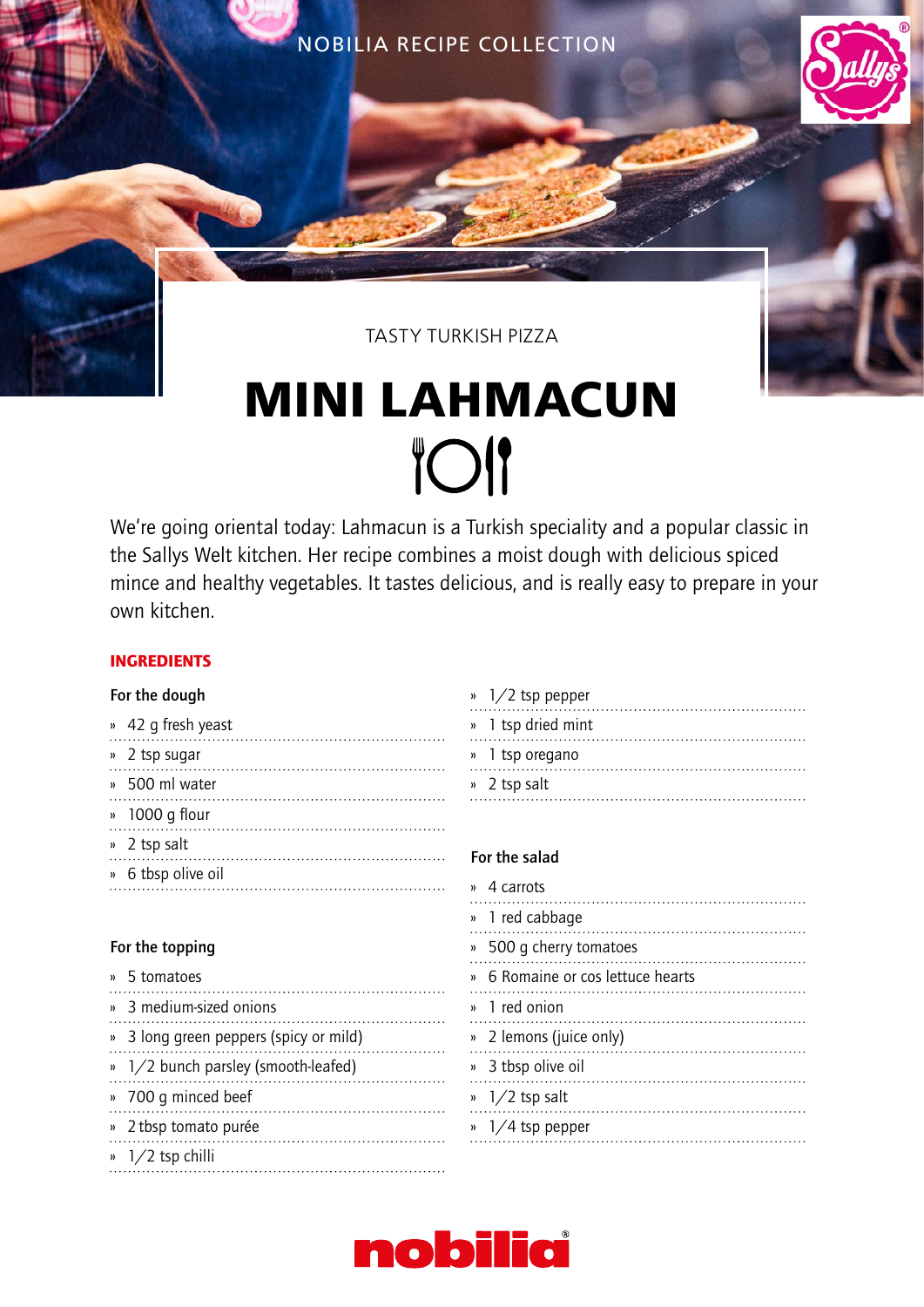NOBILIA RECIPE COLLECTION

TASTY TURKISH PIZZA

# MINI LAHMACUN

We're going oriental today: Lahmacun is a Turkish speciality and a popular classic in the Sallys Welt kitchen. Her recipe combines a moist dough with delicious spiced mince and healthy vegetables. It tastes delicious, and is really easy to prepare in your own kitchen.

## INGREDIENTS

### For the dough

- 42 g fresh yeast
- 2 tsp sugar
- 500 ml water
- 1000 g flour
- 2 tsp salt
- 6 tbsp olive oil

### For the topping

- 5 tomatoes
- 3 medium-sized onions
- 3 long green peppers (spicy or mild)
- 1/2 bunch parsley (smooth-leafed)
- 700 g minced beef
- 2 tbsp tomato purée
- 1/2 tsp chilli
- 1/2 tsp pepper
- 1 tsp dried mint
- 1 tsp oregano
- 2 tsp salt

### For the salad

- 4 carrots
- 1 red cabbage
- 500 g cherry tomatoes
- 6 Romaine or cos lettuce hearts
- 1 red onion
- 2 lemons (juice only)
- 3 tbsp olive oil
- 1/2 tsp salt
- 1/4 tsp pepper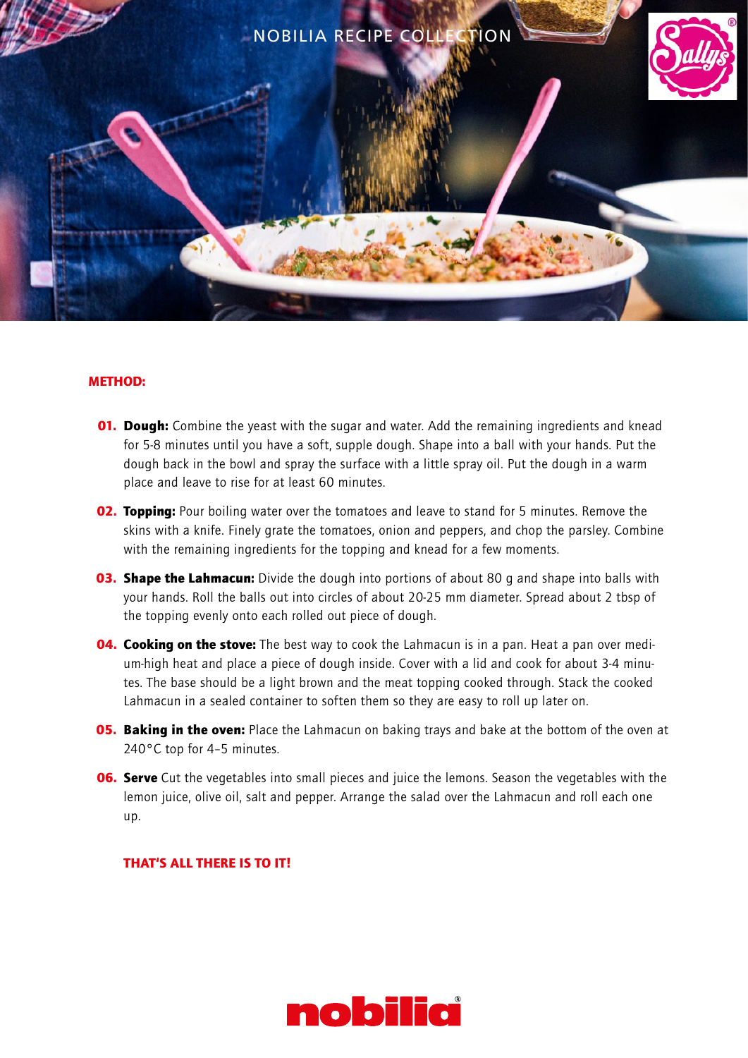NOBILIA RECIPE COLLECTION

## METHOD:

**01. Dough:** Combine the yeast with the sugar and water. Add the remaining ingredients and knead for 5-8 minutes until you have a soft, supple dough. Shape into a ball with your hands. Put the dough back in the bowl and spray the surface with a little spray oil. Put the dough in a warm place and leave to rise for at least 60 minutes.

**02. Topping:** Pour boiling water over the tomatoes and leave to stand for 5 minutes. Remove the skins with a knife. Finely grate the tomatoes, onion and peppers, and chop the parsley. Combine with the remaining ingredients for the topping and knead for a few moments.

**03. Shape the Lahmacun:** Divide the dough into portions of about 80 g and shape into balls with your hands. Roll the balls out into circles of about 20-25 mm diameter. Spread about 2 tbsp of the topping evenly onto each rolled out piece of dough.

**04. Cooking on the stove:** The best way to cook the Lahmacun is in a pan. Heat a pan over medium-high heat and place a piece of dough inside. Cover with a lid and cook for about 3-4 minutes. The base should be a light brown and the meat topping cooked through. Stack the cooked Lahmacun in a sealed container to soften them so they are easy to roll up later on.

**05. Baking in the oven:** Place the Lahmacun on baking trays and bake at the bottom of the oven at 240°C top for 4–5 minutes.

**06. Serve** Cut the vegetables into small pieces and juice the lemons. Season the vegetables with the lemon juice, olive oil, salt and pepper. Arrange the salad over the Lahmacun and roll each one up.

**THAT'S ALL THERE IS TO IT!**